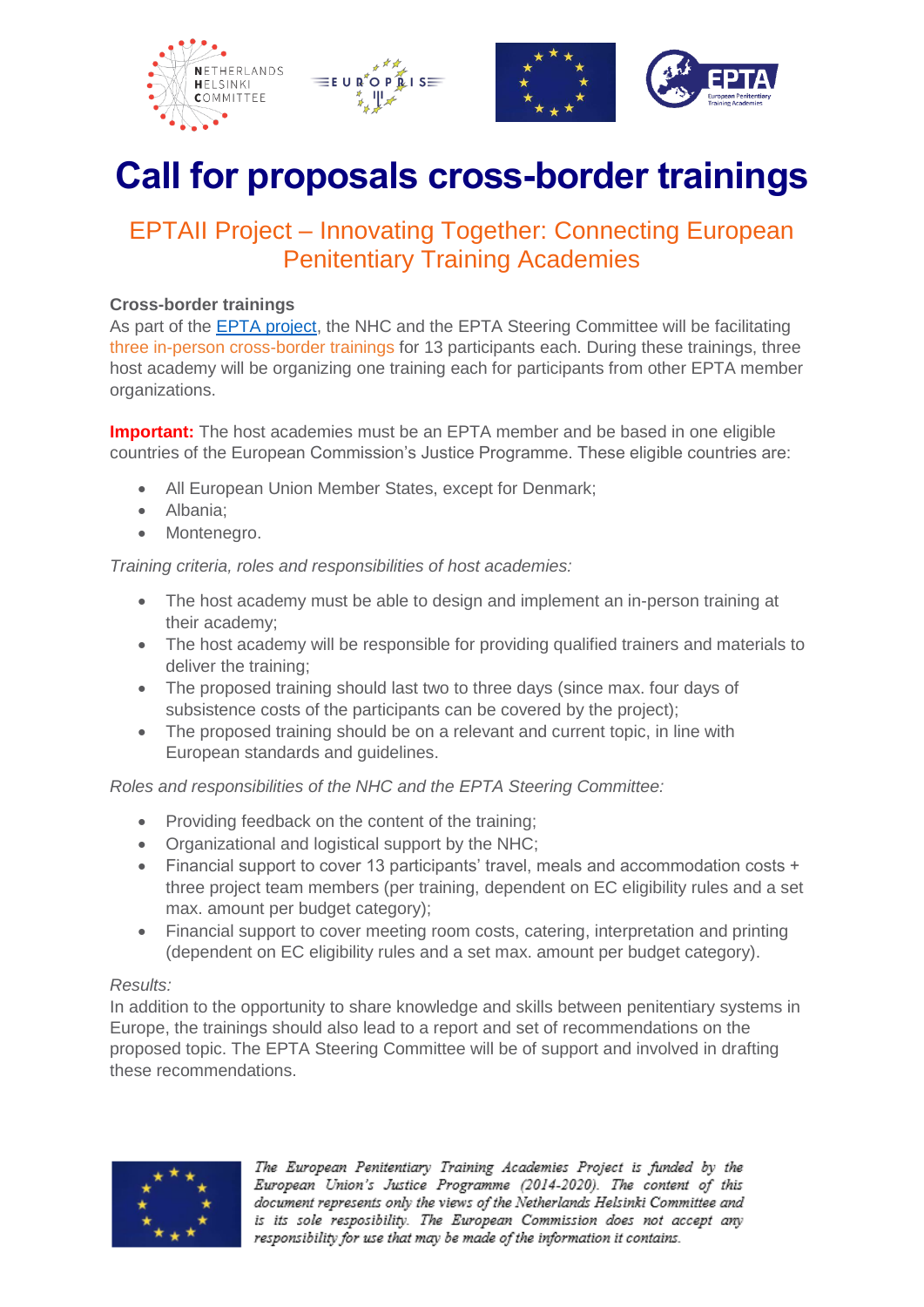# Call for proposals cross-border trainings

## EPTAII Project – Innovating Together: Connecting European Penitentiary Training Academies

**Cross-border trainings**

As part of the EPTA project, the NHC and the EPTA Steering Committee will be facilitating three in-person cross-border trainings for 13 participants each. During these trainings, three host academy will be organizing one training each for participants from other EPTA member organizations.

**Important:** The host academies must be an EPTA member and be based in one eligible countries of the European Commission's Justice Programme. These eligible countries are:

- All European Union Member States, except for Denmark;
- Albania;
- Montenegro.

*Training criteria, roles and responsibilities of host academies:*

- The host academy must be able to design and implement an in-person training at their academy;
- The host academy will be responsible for providing qualified trainers and materials to deliver the training;
- The proposed training should last two to three days (since max. four days of subsistence costs of the participants can be covered by the project);
- The proposed training should be on a relevant and current topic, in line with European standards and guidelines.

*Roles and responsibilities of the NHC and the EPTA Steering Committee:*

- Providing feedback on the content of the training;
- Organizational and logistical support by the NHC;
- Financial support to cover 13 participants' travel, meals and accommodation costs + three project team members (per training, dependent on EC eligibility rules and a set max. amount per budget category);
- Financial support to cover meeting room costs, catering, interpretation and printing (dependent on EC eligibility rules and a set max. amount per budget category).

*Results:*

In addition to the opportunity to share knowledge and skills between penitentiary systems in Europe, the trainings should also lead to a report and set of recommendations on the proposed topic. The EPTA Steering Committee will be of support and involved in drafting these recommendations.

*The European Penitentiary Training Academies Project is funded by the European Union's Justice Programme (2014-2020). The content of this document represents only the views of the Netherlands Helsinki Committee and is its sole resposibility. The European Commission does not accept any responsibility for use that may be made of the information it contains.*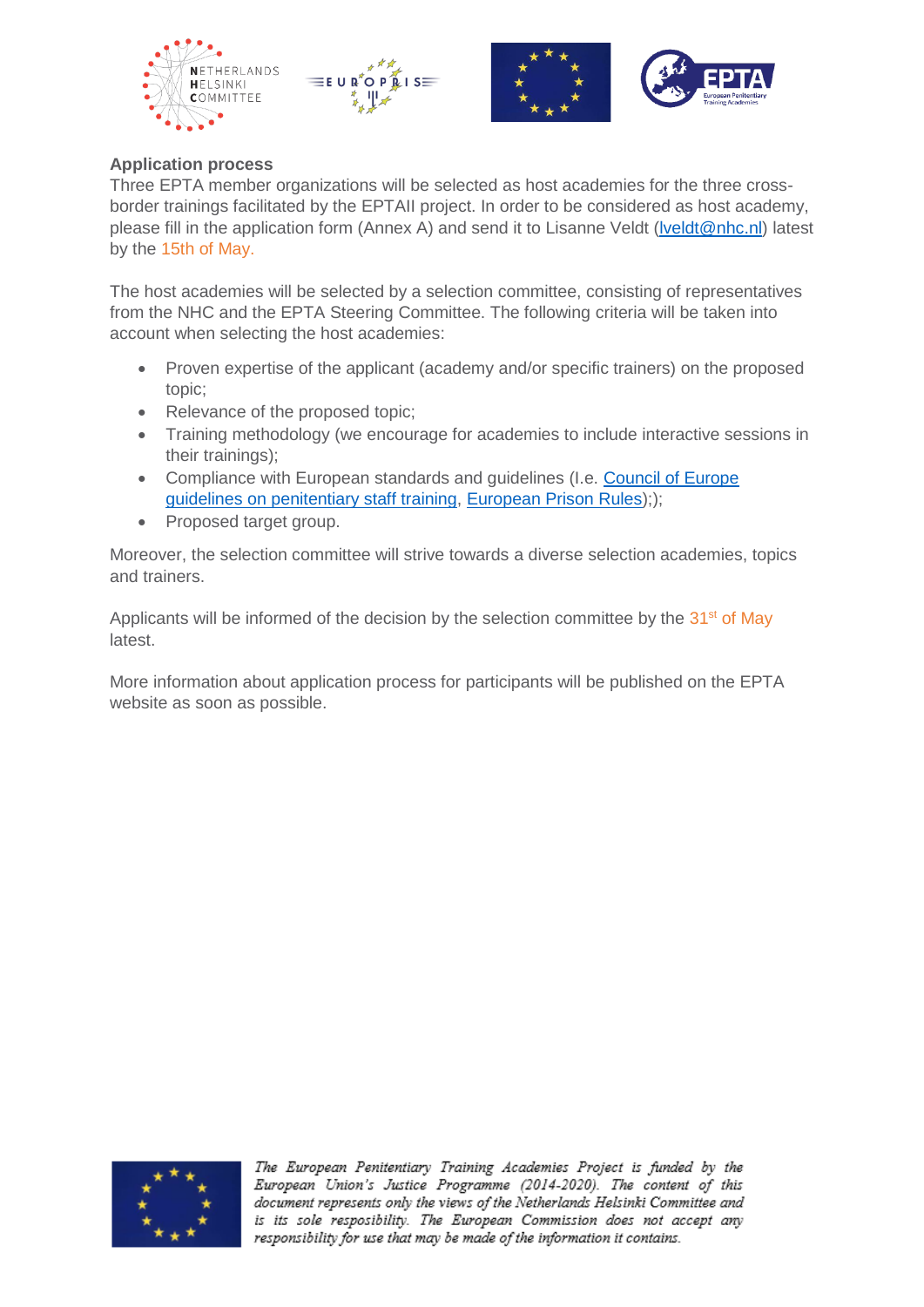**Application process**

Three EPTA member organizations will be selected as host academies for the three cross-border trainings facilitated by the EPTAII project. In order to be considered as host academy, please fill in the application form (Annex A) and send it to Lisanne Veldt (lveldt@nhc.nl) latest by the 15th of May.

The host academies will be selected by a selection committee, consisting of representatives from the NHC and the EPTA Steering Committee. The following criteria will be taken into account when selecting the host academies:

- Proven expertise of the applicant (academy and/or specific trainers) on the proposed topic;
- Relevance of the proposed topic;
- Training methodology (we encourage for academies to include interactive sessions in their trainings);
- Compliance with European standards and guidelines (I.e. Council of Europe guidelines on penitentiary staff training, European Prison Rules););
- Proposed target group.

Moreover, the selection committee will strive towards a diverse selection academies, topics and trainers.

Applicants will be informed of the decision by the selection committee by the 31st of May latest.

More information about application process for participants will be published on the EPTA website as soon as possible.

*The European Penitentiary Training Academies Project is funded by the European Union's Justice Programme (2014-2020). The content of this document represents only the views of the Netherlands Helsinki Committee and is its sole resposibility. The European Commission does not accept any responsibility for use that may be made of the information it contains.*